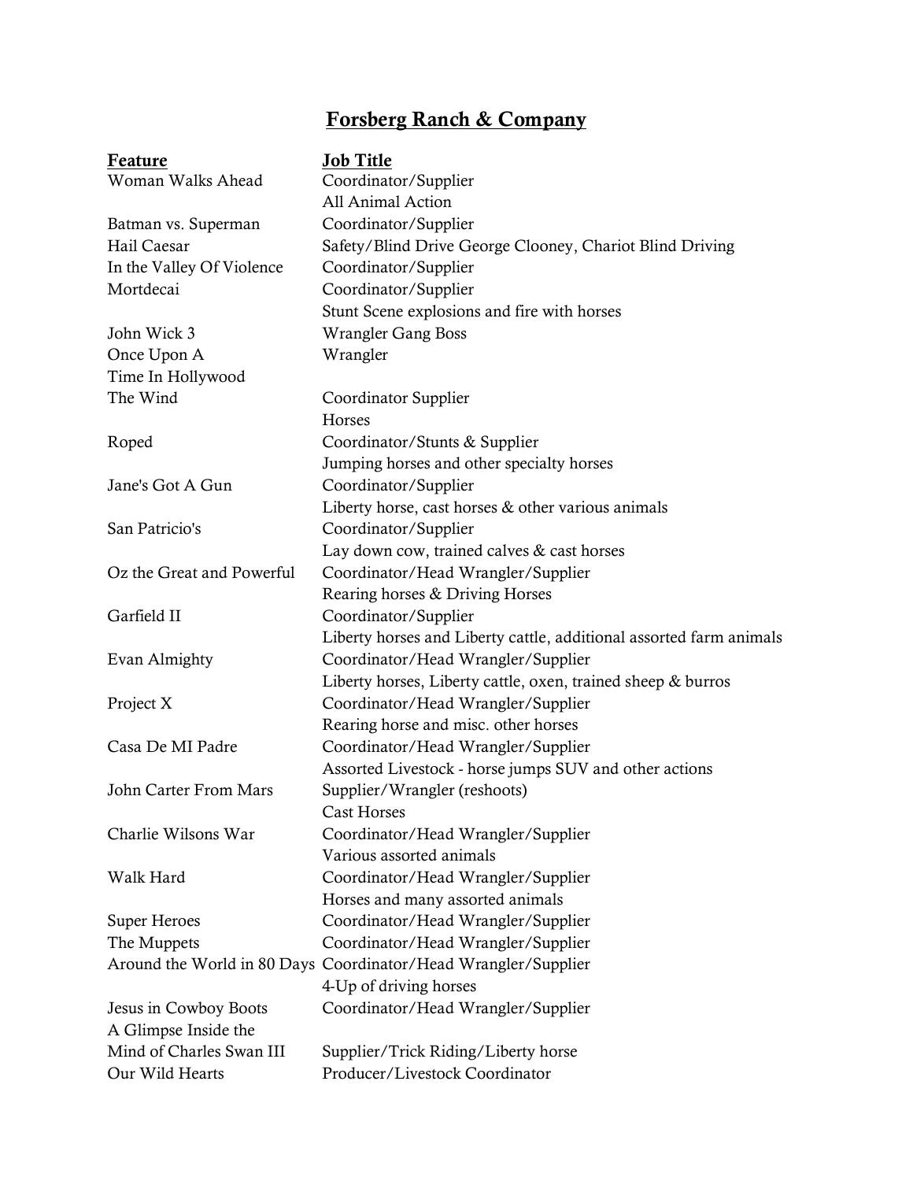# Forsberg Ranch & Company

| Feature | Job Title |
|---|---|
| Woman Walks Ahead | Coordinator/Supplier<br>All Animal Action |
| Batman vs. Superman | Coordinator/Supplier |
| Hail Caesar | Safety/Blind Drive George Clooney, Chariot Blind Driving |
| In the Valley Of Violence | Coordinator/Supplier |
| Mortdecai | Coordinator/Supplier<br>Stunt Scene explosions and fire with horses |
| John Wick 3 | Wrangler Gang Boss |
| Once Upon A Time In Hollywood | Wrangler |
| The Wind | Coordinator Supplier<br>Horses |
| Roped | Coordinator/Stunts & Supplier<br>Jumping horses and other specialty horses |
| Jane's Got A Gun | Coordinator/Supplier<br>Liberty horse, cast horses & other various animals |
| San Patricio's | Coordinator/Supplier<br>Lay down cow, trained calves & cast horses |
| Oz the Great and Powerful | Coordinator/Head Wrangler/Supplier<br>Rearing horses & Driving Horses |
| Garfield II | Coordinator/Supplier<br>Liberty horses and Liberty cattle, additional assorted farm animals |
| Evan Almighty | Coordinator/Head Wrangler/Supplier<br>Liberty horses, Liberty cattle, oxen, trained sheep & burros |
| Project X | Coordinator/Head Wrangler/Supplier<br>Rearing horse and misc. other horses |
| Casa De MI Padre | Coordinator/Head Wrangler/Supplier<br>Assorted Livestock - horse jumps SUV and other actions |
| John Carter From Mars | Supplier/Wrangler (reshoots)<br>Cast Horses |
| Charlie Wilsons War | Coordinator/Head Wrangler/Supplier<br>Various assorted animals |
| Walk Hard | Coordinator/Head Wrangler/Supplier<br>Horses and many assorted animals |
| Super Heroes | Coordinator/Head Wrangler/Supplier |
| The Muppets | Coordinator/Head Wrangler/Supplier |
| Around the World in 80 Days | Coordinator/Head Wrangler/Supplier<br>4-Up of driving horses |
| Jesus in Cowboy Boots | Coordinator/Head Wrangler/Supplier |
| A Glimpse Inside the Mind of Charles Swan III | Supplier/Trick Riding/Liberty horse |
| Our Wild Hearts | Producer/Livestock Coordinator |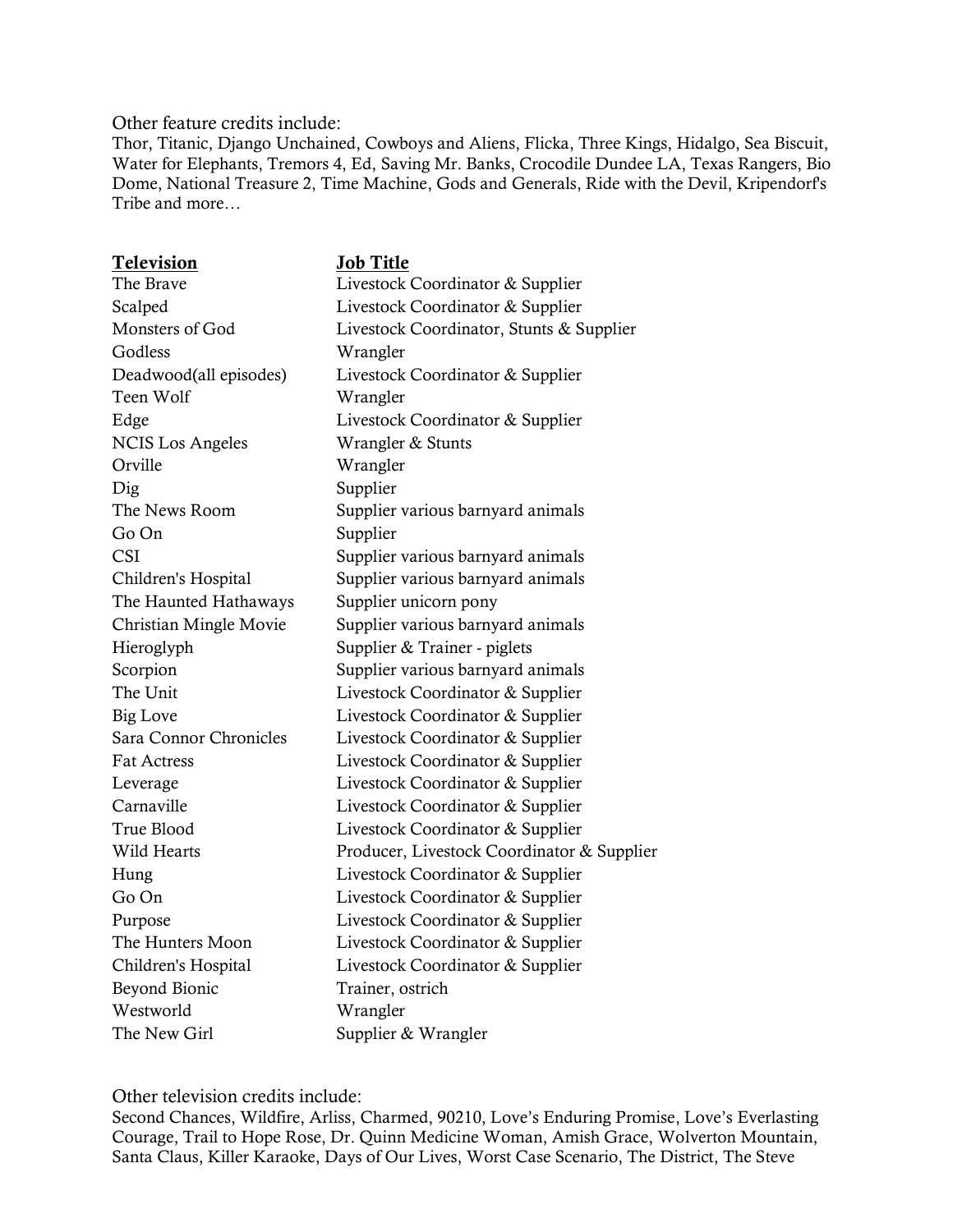Other feature credits include:
Thor, Titanic, Django Unchained, Cowboys and Aliens, Flicka, Three Kings, Hidalgo, Sea Biscuit, Water for Elephants, Tremors 4, Ed, Saving Mr. Banks, Crocodile Dundee LA, Texas Rangers, Bio Dome, National Treasure 2, Time Machine, Gods and Generals, Ride with the Devil, Kripendorf's Tribe and more…

| **Television** | **Job Title** |
|---|---|
| The Brave | Livestock Coordinator & Supplier |
| Scalped | Livestock Coordinator & Supplier |
| Monsters of God | Livestock Coordinator, Stunts & Supplier |
| Godless | Wrangler |
| Deadwood(all episodes) | Livestock Coordinator & Supplier |
| Teen Wolf | Wrangler |
| Edge | Livestock Coordinator & Supplier |
| NCIS Los Angeles | Wrangler & Stunts |
| Orville | Wrangler |
| Dig | Supplier |
| The News Room | Supplier various barnyard animals |
| Go On | Supplier |
| CSI | Supplier various barnyard animals |
| Children's Hospital | Supplier various barnyard animals |
| The Haunted Hathaways | Supplier unicorn pony |
| Christian Mingle Movie | Supplier various barnyard animals |
| Hieroglyph | Supplier & Trainer - piglets |
| Scorpion | Supplier various barnyard animals |
| The Unit | Livestock Coordinator & Supplier |
| Big Love | Livestock Coordinator & Supplier |
| Sara Connor Chronicles | Livestock Coordinator & Supplier |
| Fat Actress | Livestock Coordinator & Supplier |
| Leverage | Livestock Coordinator & Supplier |
| Carnaville | Livestock Coordinator & Supplier |
| True Blood | Livestock Coordinator & Supplier |
| Wild Hearts | Producer, Livestock Coordinator & Supplier |
| Hung | Livestock Coordinator & Supplier |
| Go On | Livestock Coordinator & Supplier |
| Purpose | Livestock Coordinator & Supplier |
| The Hunters Moon | Livestock Coordinator & Supplier |
| Children's Hospital | Livestock Coordinator & Supplier |
| Beyond Bionic | Trainer, ostrich |
| Westworld | Wrangler |
| The New Girl | Supplier & Wrangler |

Other television credits include:
Second Chances, Wildfire, Arliss, Charmed, 90210, Love's Enduring Promise, Love's Everlasting Courage, Trail to Hope Rose, Dr. Quinn Medicine Woman, Amish Grace, Wolverton Mountain, Santa Claus, Killer Karaoke, Days of Our Lives, Worst Case Scenario, The District, The Steve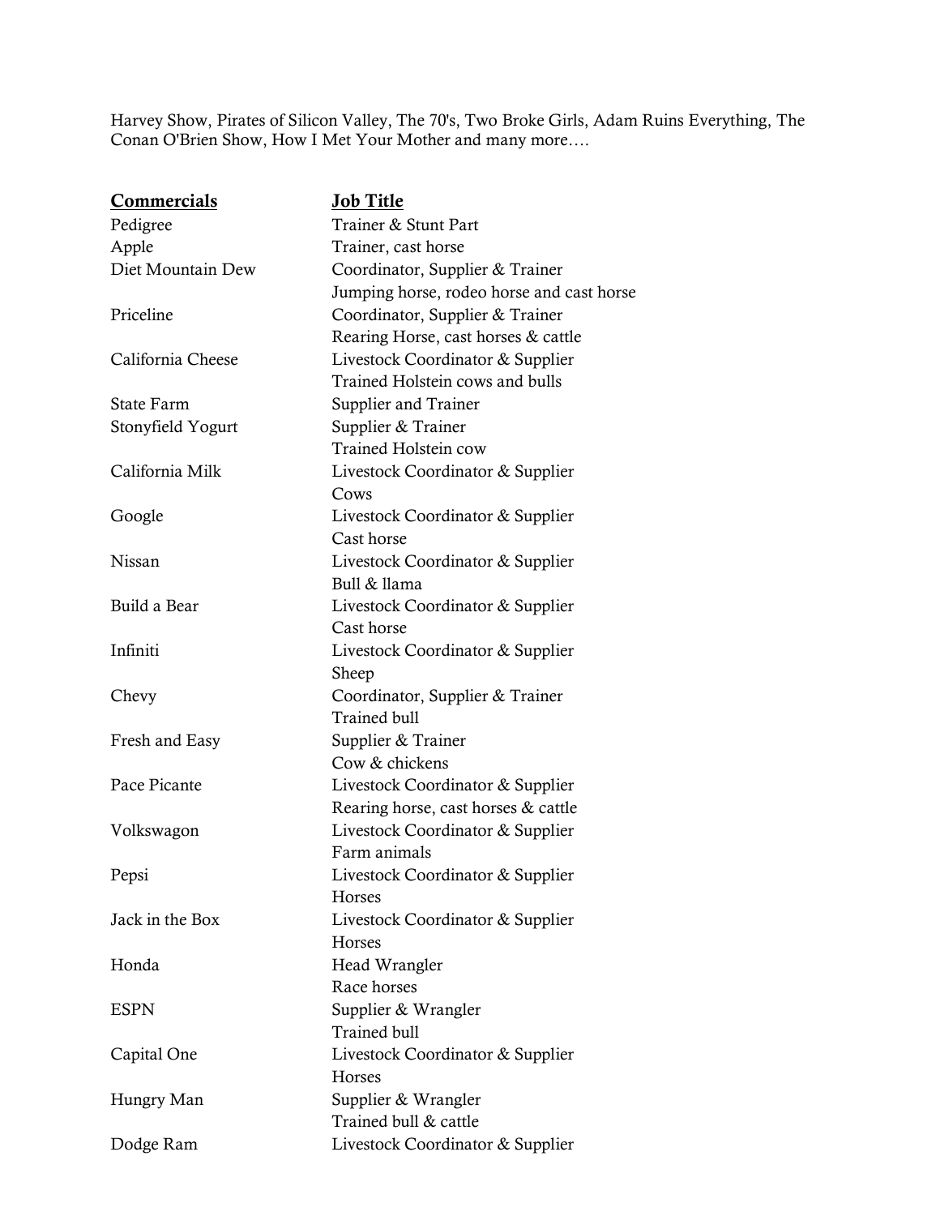Harvey Show, Pirates of Silicon Valley, The 70's, Two Broke Girls, Adam Ruins Everything, The Conan O'Brien Show, How I Met Your Mother and many more….

| **Commercials** | **Job Title** |
| --- | --- |
| Pedigree | Trainer & Stunt Part |
| Apple | Trainer, cast horse |
| Diet Mountain Dew | Coordinator, Supplier & Trainer<br>Jumping horse, rodeo horse and cast horse |
| Priceline | Coordinator, Supplier & Trainer<br>Rearing Horse, cast horses & cattle |
| California Cheese | Livestock Coordinator & Supplier<br>Trained Holstein cows and bulls |
| State Farm | Supplier and Trainer |
| Stonyfield Yogurt | Supplier & Trainer<br>Trained Holstein cow |
| California Milk | Livestock Coordinator & Supplier<br>Cows |
| Google | Livestock Coordinator & Supplier<br>Cast horse |
| Nissan | Livestock Coordinator & Supplier<br>Bull & llama |
| Build a Bear | Livestock Coordinator & Supplier<br>Cast horse |
| Infiniti | Livestock Coordinator & Supplier<br>Sheep |
| Chevy | Coordinator, Supplier & Trainer<br>Trained bull |
| Fresh and Easy | Supplier & Trainer<br>Cow & chickens |
| Pace Picante | Livestock Coordinator & Supplier<br>Rearing horse, cast horses & cattle |
| Volkswagon | Livestock Coordinator & Supplier<br>Farm animals |
| Pepsi | Livestock Coordinator & Supplier<br>Horses |
| Jack in the Box | Livestock Coordinator & Supplier<br>Horses |
| Honda | Head Wrangler<br>Race horses |
| ESPN | Supplier & Wrangler<br>Trained bull |
| Capital One | Livestock Coordinator & Supplier<br>Horses |
| Hungry Man | Supplier & Wrangler<br>Trained bull & cattle |
| Dodge Ram | Livestock Coordinator & Supplier |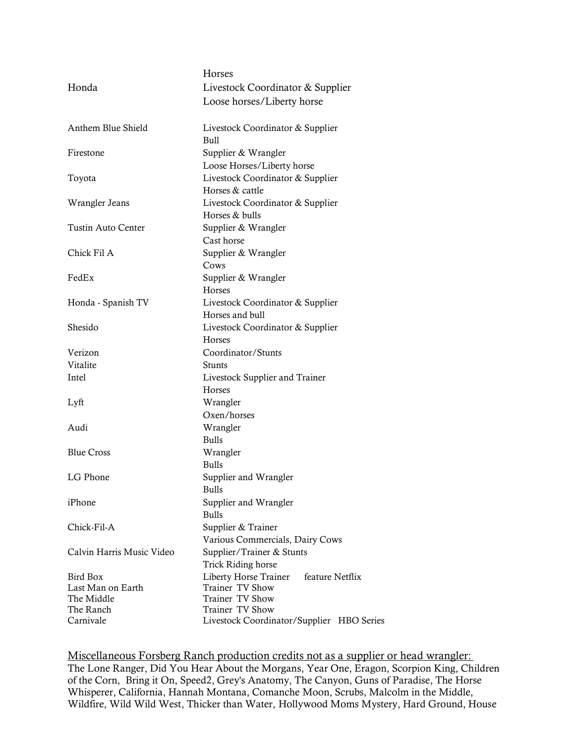| | |
|---|---|
| Honda | Horses<br>Livestock Coordinator & Supplier<br>Loose horses/Liberty horse |
| Anthem Blue Shield | Livestock Coordinator & Supplier<br>Bull |
| Firestone | Supplier & Wrangler<br>Loose Horses/Liberty horse |
| Toyota | Livestock Coordinator & Supplier<br>Horses & cattle |
| Wrangler Jeans | Livestock Coordinator & Supplier<br>Horses & bulls |
| Tustin Auto Center | Supplier & Wrangler<br>Cast horse |
| Chick Fil A | Supplier & Wrangler<br>Cows |
| FedEx | Supplier & Wrangler<br>Horses |
| Honda - Spanish TV | Livestock Coordinator & Supplier<br>Horses and bull |
| Shesido | Livestock Coordinator & Supplier<br>Horses |
| Verizon | Coordinator/Stunts |
| Vitalite | Stunts |
| Intel | Livestock Supplier and Trainer<br>Horses |
| Lyft | Wrangler<br>Oxen/horses |
| Audi | Wrangler<br>Bulls |
| Blue Cross | Wrangler<br>Bulls |
| LG Phone | Supplier and Wrangler<br>Bulls |
| iPhone | Supplier and Wrangler<br>Bulls |
| Chick-Fil-A | Supplier & Trainer<br>Various Commercials, Dairy Cows |
| Calvin Harris Music Video | Supplier/Trainer & Stunts<br>Trick Riding horse |
| Bird Box | Liberty Horse Trainer feature Netflix |
| Last Man on Earth | Trainer TV Show |
| The Middle | Trainer TV Show |
| The Ranch | Trainer TV Show |
| Carnivale | Livestock Coordinator/Supplier HBO Series |

<u>Miscellaneous Forsberg Ranch production credits not as a supplier or head wrangler:</u>
The Lone Ranger, Did You Hear About the Morgans, Year One, Eragon, Scorpion King, Children of the Corn, Bring it On, Speed2, Grey's Anatomy, The Canyon, Guns of Paradise, The Horse Whisperer, California, Hannah Montana, Comanche Moon, Scrubs, Malcolm in the Middle, Wildfire, Wild Wild West, Thicker than Water, Hollywood Moms Mystery, Hard Ground, House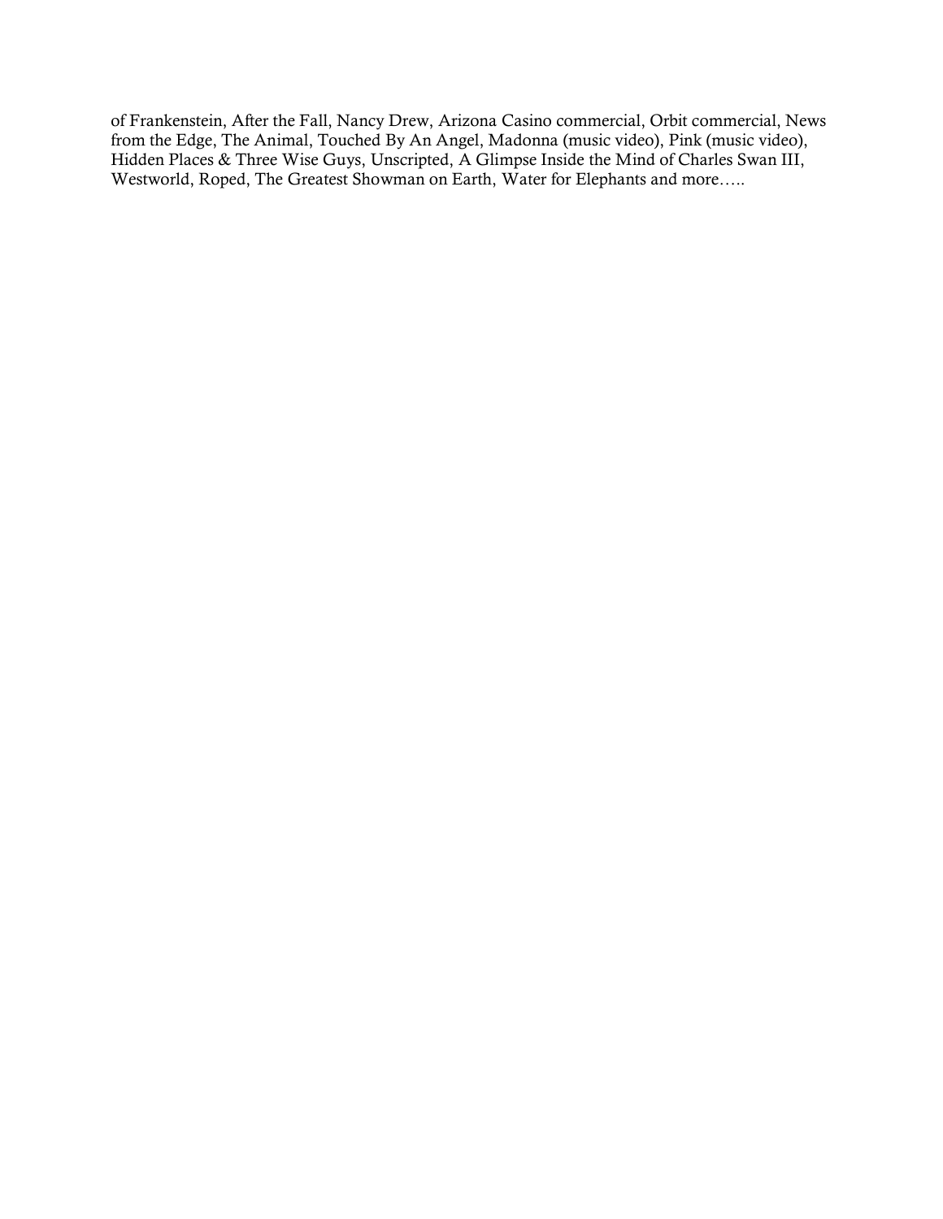of Frankenstein, After the Fall, Nancy Drew, Arizona Casino commercial, Orbit commercial, News from the Edge, The Animal, Touched By An Angel, Madonna (music video), Pink (music video), Hidden Places & Three Wise Guys, Unscripted, A Glimpse Inside the Mind of Charles Swan III, Westworld, Roped, The Greatest Showman on Earth, Water for Elephants and more…..